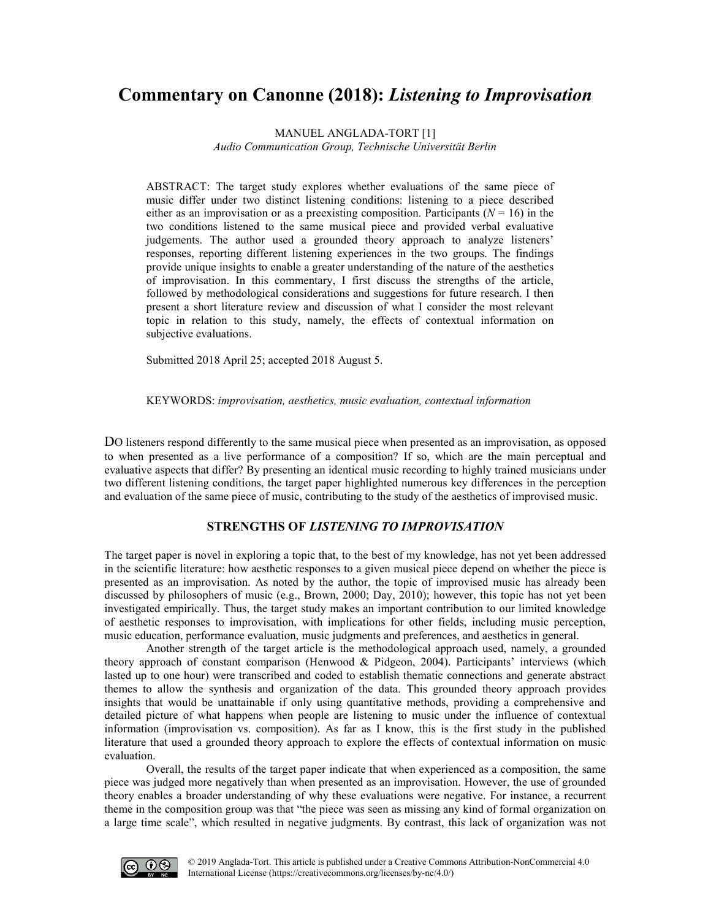# Commentary on Canonne (2018): *Listening to Improvisation*

MANUEL ANGLADA-TORT [1]
*Audio Communication Group, Technische Universität Berlin*

ABSTRACT: The target study explores whether evaluations of the same piece of music differ under two distinct listening conditions: listening to a piece described either as an improvisation or as a preexisting composition. Participants ($N = 16$) in the two conditions listened to the same musical piece and provided verbal evaluative judgements. The author used a grounded theory approach to analyze listeners' responses, reporting different listening experiences in the two groups. The findings provide unique insights to enable a greater understanding of the nature of the aesthetics of improvisation. In this commentary, I first discuss the strengths of the article, followed by methodological considerations and suggestions for future research. I then present a short literature review and discussion of what I consider the most relevant topic in relation to this study, namely, the effects of contextual information on subjective evaluations.

Submitted 2018 April 25; accepted 2018 August 5.

KEYWORDS: *improvisation, aesthetics, music evaluation, contextual information*

DO listeners respond differently to the same musical piece when presented as an improvisation, as opposed to when presented as a live performance of a composition? If so, which are the main perceptual and evaluative aspects that differ? By presenting an identical music recording to highly trained musicians under two different listening conditions, the target paper highlighted numerous key differences in the perception and evaluation of the same piece of music, contributing to the study of the aesthetics of improvised music.

## STRENGTHS OF *LISTENING TO IMPROVISATION*

The target paper is novel in exploring a topic that, to the best of my knowledge, has not yet been addressed in the scientific literature: how aesthetic responses to a given musical piece depend on whether the piece is presented as an improvisation. As noted by the author, the topic of improvised music has already been discussed by philosophers of music (e.g., Brown, 2000; Day, 2010); however, this topic has not yet been investigated empirically. Thus, the target study makes an important contribution to our limited knowledge of aesthetic responses to improvisation, with implications for other fields, including music perception, music education, performance evaluation, music judgments and preferences, and aesthetics in general.

Another strength of the target article is the methodological approach used, namely, a grounded theory approach of constant comparison (Henwood & Pidgeon, 2004). Participants' interviews (which lasted up to one hour) were transcribed and coded to establish thematic connections and generate abstract themes to allow the synthesis and organization of the data. This grounded theory approach provides insights that would be unattainable if only using quantitative methods, providing a comprehensive and detailed picture of what happens when people are listening to music under the influence of contextual information (improvisation vs. composition). As far as I know, this is the first study in the published literature that used a grounded theory approach to explore the effects of contextual information on music evaluation.

Overall, the results of the target paper indicate that when experienced as a composition, the same piece was judged more negatively than when presented as an improvisation. However, the use of grounded theory enables a broader understanding of why these evaluations were negative. For instance, a recurrent theme in the composition group was that "the piece was seen as missing any kind of formal organization on a large time scale", which resulted in negative judgments. By contrast, this lack of organization was not

© 2019 Anglada-Tort. This article is published under a Creative Commons Attribution-NonCommercial 4.0 International License (https://creativecommons.org/licenses/by-nc/4.0/)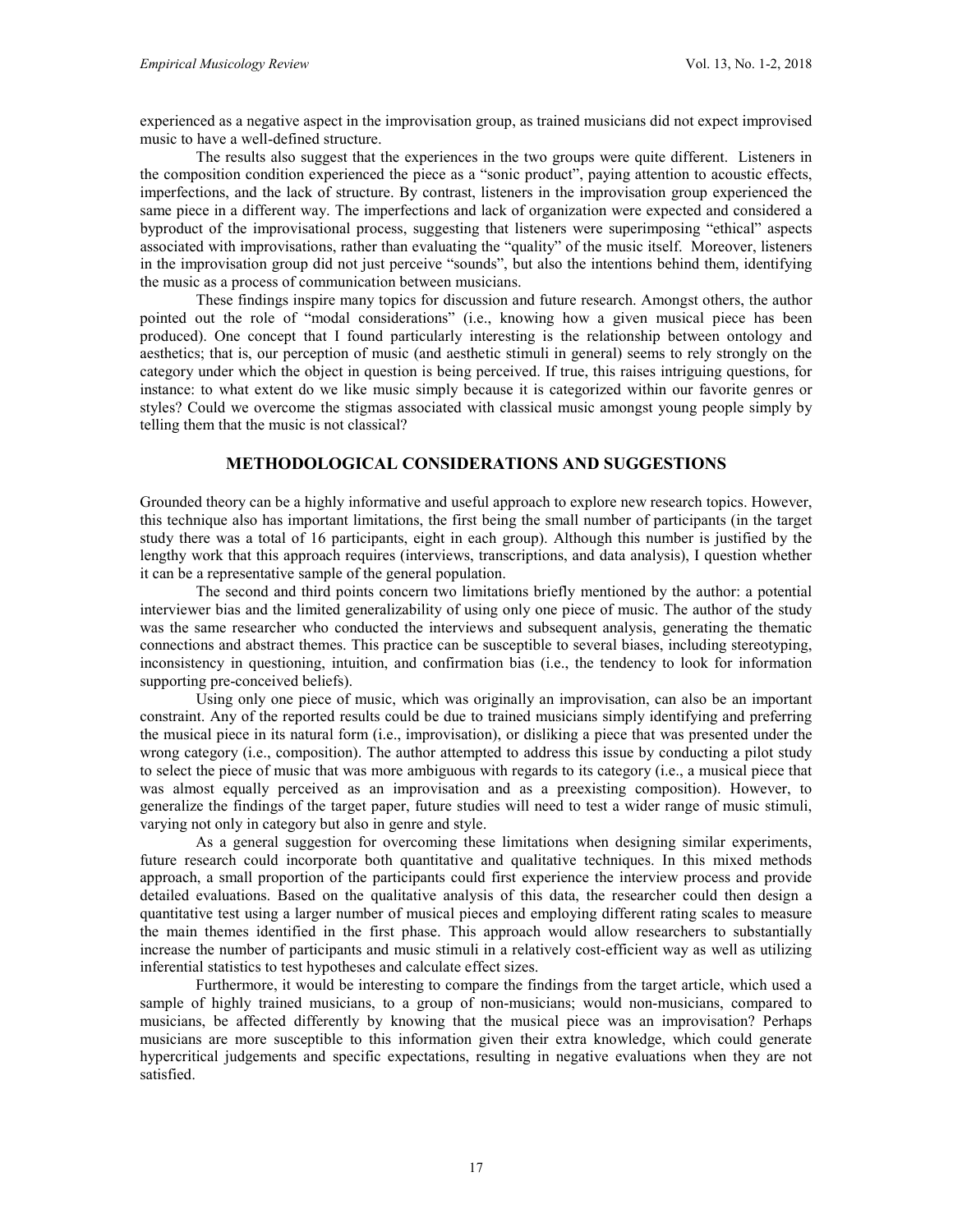experienced as a negative aspect in the improvisation group, as trained musicians did not expect improvised music to have a well-defined structure.

The results also suggest that the experiences in the two groups were quite different. Listeners in the composition condition experienced the piece as a "sonic product", paying attention to acoustic effects, imperfections, and the lack of structure. By contrast, listeners in the improvisation group experienced the same piece in a different way. The imperfections and lack of organization were expected and considered a byproduct of the improvisational process, suggesting that listeners were superimposing "ethical" aspects associated with improvisations, rather than evaluating the "quality" of the music itself. Moreover, listeners in the improvisation group did not just perceive "sounds", but also the intentions behind them, identifying the music as a process of communication between musicians.

These findings inspire many topics for discussion and future research. Amongst others, the author pointed out the role of "modal considerations" (i.e., knowing how a given musical piece has been produced). One concept that I found particularly interesting is the relationship between ontology and aesthetics; that is, our perception of music (and aesthetic stimuli in general) seems to rely strongly on the category under which the object in question is being perceived. If true, this raises intriguing questions, for instance: to what extent do we like music simply because it is categorized within our favorite genres or styles? Could we overcome the stigmas associated with classical music amongst young people simply by telling them that the music is not classical?

## METHODOLOGICAL CONSIDERATIONS AND SUGGESTIONS

Grounded theory can be a highly informative and useful approach to explore new research topics. However, this technique also has important limitations, the first being the small number of participants (in the target study there was a total of 16 participants, eight in each group). Although this number is justified by the lengthy work that this approach requires (interviews, transcriptions, and data analysis), I question whether it can be a representative sample of the general population.

The second and third points concern two limitations briefly mentioned by the author: a potential interviewer bias and the limited generalizability of using only one piece of music. The author of the study was the same researcher who conducted the interviews and subsequent analysis, generating the thematic connections and abstract themes. This practice can be susceptible to several biases, including stereotyping, inconsistency in questioning, intuition, and confirmation bias (i.e., the tendency to look for information supporting pre-conceived beliefs).

Using only one piece of music, which was originally an improvisation, can also be an important constraint. Any of the reported results could be due to trained musicians simply identifying and preferring the musical piece in its natural form (i.e., improvisation), or disliking a piece that was presented under the wrong category (i.e., composition). The author attempted to address this issue by conducting a pilot study to select the piece of music that was more ambiguous with regards to its category (i.e., a musical piece that was almost equally perceived as an improvisation and as a preexisting composition). However, to generalize the findings of the target paper, future studies will need to test a wider range of music stimuli, varying not only in category but also in genre and style.

As a general suggestion for overcoming these limitations when designing similar experiments, future research could incorporate both quantitative and qualitative techniques. In this mixed methods approach, a small proportion of the participants could first experience the interview process and provide detailed evaluations. Based on the qualitative analysis of this data, the researcher could then design a quantitative test using a larger number of musical pieces and employing different rating scales to measure the main themes identified in the first phase. This approach would allow researchers to substantially increase the number of participants and music stimuli in a relatively cost-efficient way as well as utilizing inferential statistics to test hypotheses and calculate effect sizes.

Furthermore, it would be interesting to compare the findings from the target article, which used a sample of highly trained musicians, to a group of non-musicians; would non-musicians, compared to musicians, be affected differently by knowing that the musical piece was an improvisation? Perhaps musicians are more susceptible to this information given their extra knowledge, which could generate hypercritical judgements and specific expectations, resulting in negative evaluations when they are not satisfied.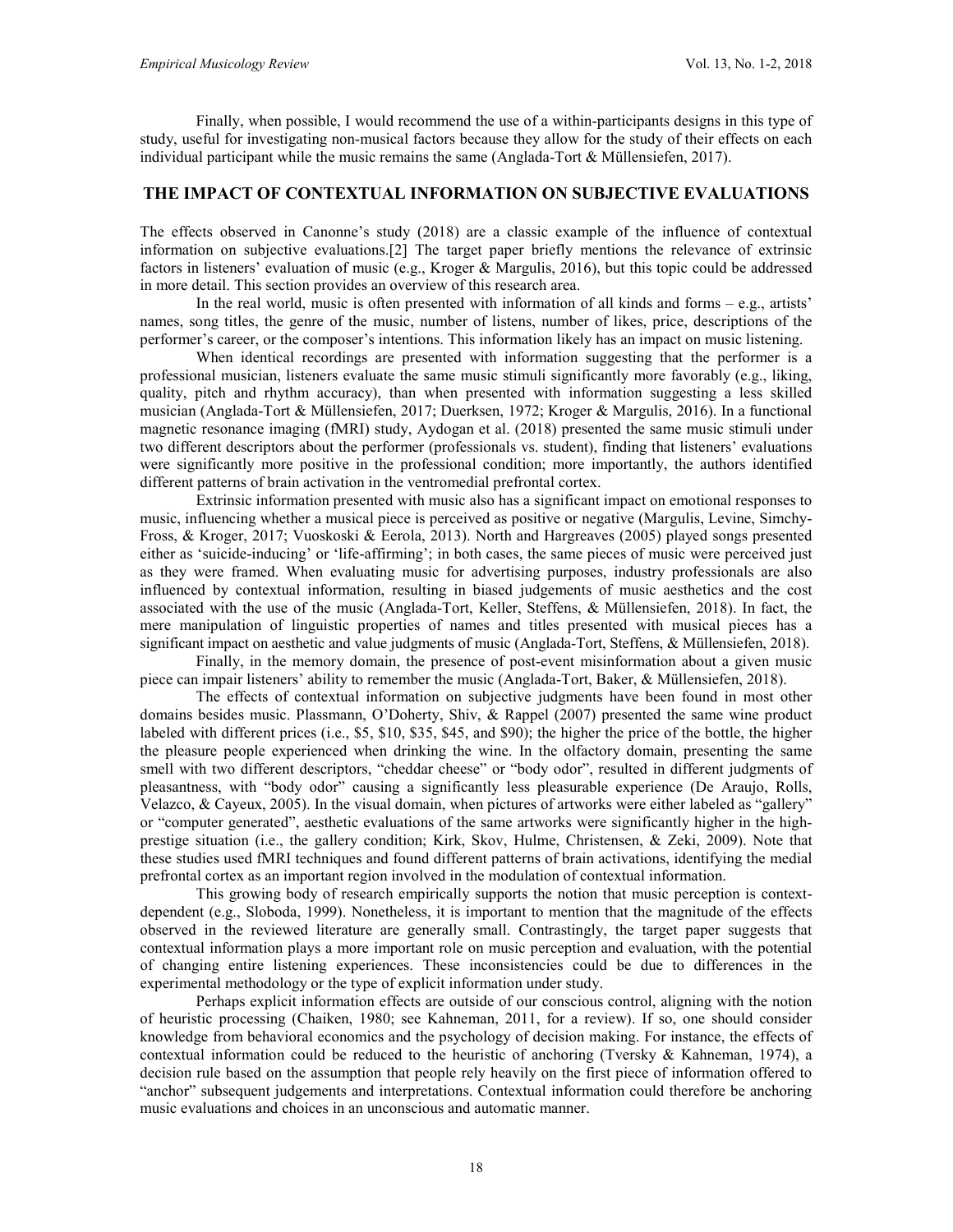Finally, when possible, I would recommend the use of a within-participants designs in this type of study, useful for investigating non-musical factors because they allow for the study of their effects on each individual participant while the music remains the same (Anglada-Tort & Müllensiefen, 2017).

## THE IMPACT OF CONTEXTUAL INFORMATION ON SUBJECTIVE EVALUATIONS

The effects observed in Canonne's study (2018) are a classic example of the influence of contextual information on subjective evaluations.[2] The target paper briefly mentions the relevance of extrinsic factors in listeners' evaluation of music (e.g., Kroger & Margulis, 2016), but this topic could be addressed in more detail. This section provides an overview of this research area.

In the real world, music is often presented with information of all kinds and forms – e.g., artists' names, song titles, the genre of the music, number of listens, number of likes, price, descriptions of the performer's career, or the composer's intentions. This information likely has an impact on music listening.

When identical recordings are presented with information suggesting that the performer is a professional musician, listeners evaluate the same music stimuli significantly more favorably (e.g., liking, quality, pitch and rhythm accuracy), than when presented with information suggesting a less skilled musician (Anglada-Tort & Müllensiefen, 2017; Duerksen, 1972; Kroger & Margulis, 2016). In a functional magnetic resonance imaging (fMRI) study, Aydogan et al. (2018) presented the same music stimuli under two different descriptors about the performer (professionals vs. student), finding that listeners' evaluations were significantly more positive in the professional condition; more importantly, the authors identified different patterns of brain activation in the ventromedial prefrontal cortex.

Extrinsic information presented with music also has a significant impact on emotional responses to music, influencing whether a musical piece is perceived as positive or negative (Margulis, Levine, Simchy-Fross, & Kroger, 2017; Vuoskoski & Eerola, 2013). North and Hargreaves (2005) played songs presented either as 'suicide-inducing' or 'life-affirming'; in both cases, the same pieces of music were perceived just as they were framed. When evaluating music for advertising purposes, industry professionals are also influenced by contextual information, resulting in biased judgements of music aesthetics and the cost associated with the use of the music (Anglada-Tort, Keller, Steffens, & Müllensiefen, 2018). In fact, the mere manipulation of linguistic properties of names and titles presented with musical pieces has a significant impact on aesthetic and value judgments of music (Anglada-Tort, Steffens, & Müllensiefen, 2018).

Finally, in the memory domain, the presence of post-event misinformation about a given music piece can impair listeners' ability to remember the music (Anglada-Tort, Baker, & Müllensiefen, 2018).

The effects of contextual information on subjective judgments have been found in most other domains besides music. Plassmann, O'Doherty, Shiv, & Rappel (2007) presented the same wine product labeled with different prices (i.e., $5, $10, $35, $45, and $90); the higher the price of the bottle, the higher the pleasure people experienced when drinking the wine. In the olfactory domain, presenting the same smell with two different descriptors, "cheddar cheese" or "body odor", resulted in different judgments of pleasantness, with "body odor" causing a significantly less pleasurable experience (De Araujo, Rolls, Velazco, & Cayeux, 2005). In the visual domain, when pictures of artworks were either labeled as "gallery" or "computer generated", aesthetic evaluations of the same artworks were significantly higher in the high-prestige situation (i.e., the gallery condition; Kirk, Skov, Hulme, Christensen, & Zeki, 2009). Note that these studies used fMRI techniques and found different patterns of brain activations, identifying the medial prefrontal cortex as an important region involved in the modulation of contextual information.

This growing body of research empirically supports the notion that music perception is context-dependent (e.g., Sloboda, 1999). Nonetheless, it is important to mention that the magnitude of the effects observed in the reviewed literature are generally small. Contrastingly, the target paper suggests that contextual information plays a more important role on music perception and evaluation, with the potential of changing entire listening experiences. These inconsistencies could be due to differences in the experimental methodology or the type of explicit information under study.

Perhaps explicit information effects are outside of our conscious control, aligning with the notion of heuristic processing (Chaiken, 1980; see Kahneman, 2011, for a review). If so, one should consider knowledge from behavioral economics and the psychology of decision making. For instance, the effects of contextual information could be reduced to the heuristic of anchoring (Tversky & Kahneman, 1974), a decision rule based on the assumption that people rely heavily on the first piece of information offered to "anchor" subsequent judgements and interpretations. Contextual information could therefore be anchoring music evaluations and choices in an unconscious and automatic manner.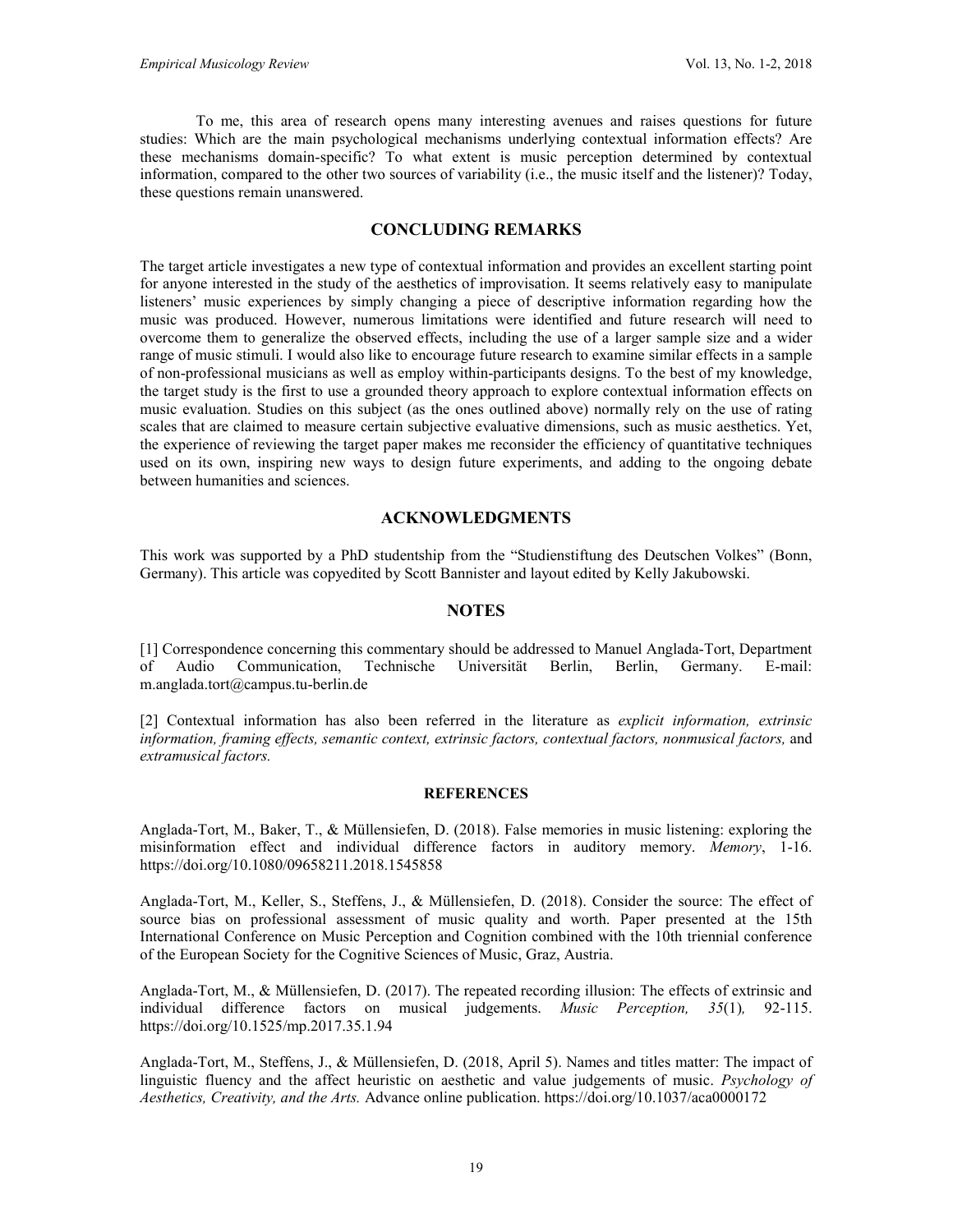To me, this area of research opens many interesting avenues and raises questions for future studies: Which are the main psychological mechanisms underlying contextual information effects? Are these mechanisms domain-specific? To what extent is music perception determined by contextual information, compared to the other two sources of variability (i.e., the music itself and the listener)? Today, these questions remain unanswered.

## CONCLUDING REMARKS

The target article investigates a new type of contextual information and provides an excellent starting point for anyone interested in the study of the aesthetics of improvisation. It seems relatively easy to manipulate listeners' music experiences by simply changing a piece of descriptive information regarding how the music was produced. However, numerous limitations were identified and future research will need to overcome them to generalize the observed effects, including the use of a larger sample size and a wider range of music stimuli. I would also like to encourage future research to examine similar effects in a sample of non-professional musicians as well as employ within-participants designs. To the best of my knowledge, the target study is the first to use a grounded theory approach to explore contextual information effects on music evaluation. Studies on this subject (as the ones outlined above) normally rely on the use of rating scales that are claimed to measure certain subjective evaluative dimensions, such as music aesthetics. Yet, the experience of reviewing the target paper makes me reconsider the efficiency of quantitative techniques used on its own, inspiring new ways to design future experiments, and adding to the ongoing debate between humanities and sciences.

## ACKNOWLEDGMENTS

This work was supported by a PhD studentship from the "Studienstiftung des Deutschen Volkes" (Bonn, Germany). This article was copyedited by Scott Bannister and layout edited by Kelly Jakubowski.

## NOTES

[1] Correspondence concerning this commentary should be addressed to Manuel Anglada-Tort, Department of Audio Communication, Technische Universität Berlin, Berlin, Germany. E-mail: m.anglada.tort@campus.tu-berlin.de

[2] Contextual information has also been referred in the literature as *explicit information, extrinsic information, framing effects, semantic context, extrinsic factors, contextual factors, nonmusical factors,* and *extramusical factors.*

### REFERENCES

Anglada-Tort, M., Baker, T., & Müllensiefen, D. (2018). False memories in music listening: exploring the misinformation effect and individual difference factors in auditory memory. *Memory*, 1-16. https://doi.org/10.1080/09658211.2018.1545858

Anglada-Tort, M., Keller, S., Steffens, J., & Müllensiefen, D. (2018). Consider the source: The effect of source bias on professional assessment of music quality and worth. Paper presented at the 15th International Conference on Music Perception and Cognition combined with the 10th triennial conference of the European Society for the Cognitive Sciences of Music, Graz, Austria.

Anglada-Tort, M., & Müllensiefen, D. (2017). The repeated recording illusion: The effects of extrinsic and individual difference factors on musical judgements. *Music Perception, 35*(1), 92-115. https://doi.org/10.1525/mp.2017.35.1.94

Anglada-Tort, M., Steffens, J., & Müllensiefen, D. (2018, April 5). Names and titles matter: The impact of linguistic fluency and the affect heuristic on aesthetic and value judgements of music. *Psychology of Aesthetics, Creativity, and the Arts.* Advance online publication. https://doi.org/10.1037/aca0000172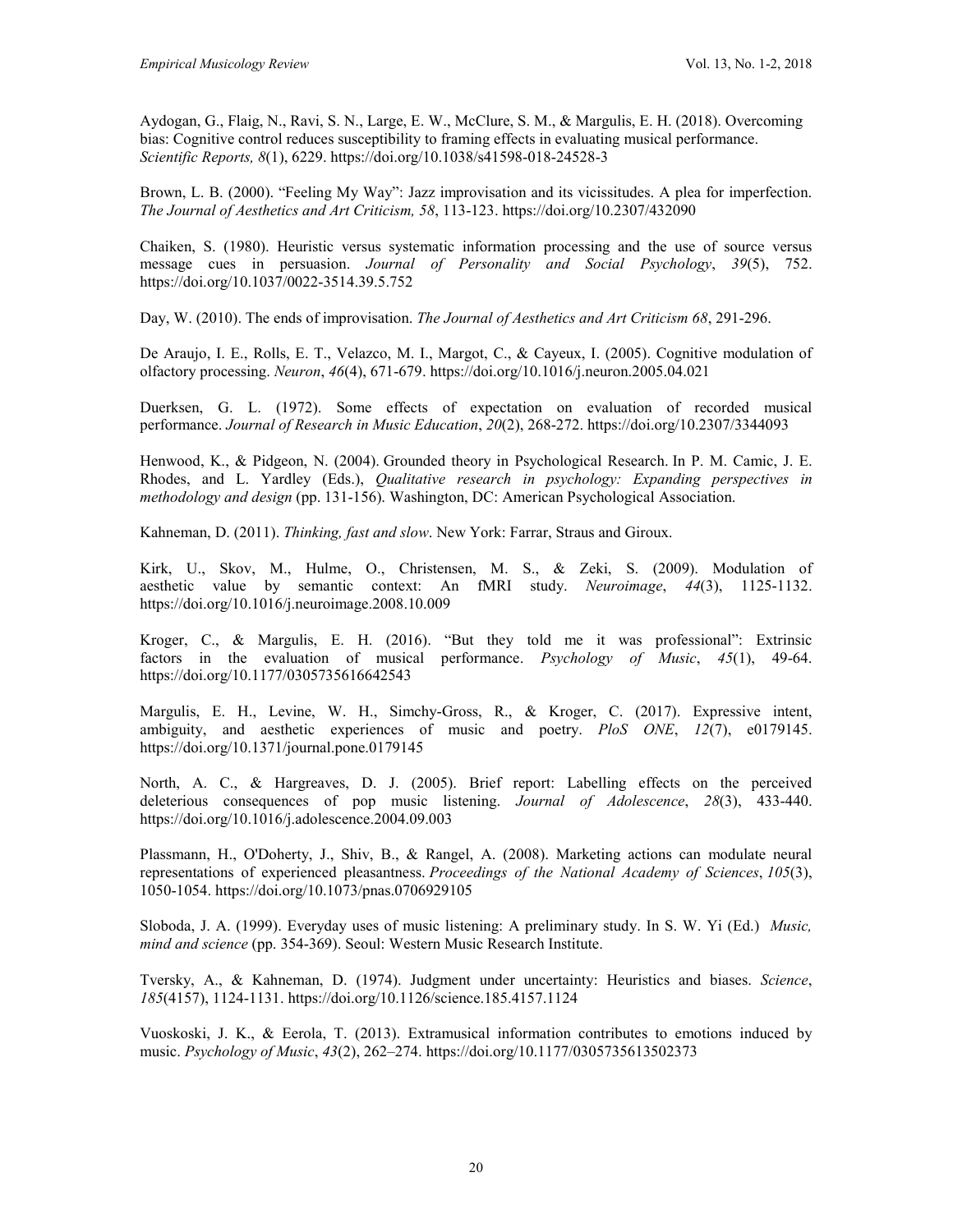Aydogan, G., Flaig, N., Ravi, S. N., Large, E. W., McClure, S. M., & Margulis, E. H. (2018). Overcoming bias: Cognitive control reduces susceptibility to framing effects in evaluating musical performance. *Scientific Reports, 8*(1), 6229. https://doi.org/10.1038/s41598-018-24528-3

Brown, L. B. (2000). "Feeling My Way": Jazz improvisation and its vicissitudes. A plea for imperfection. *The Journal of Aesthetics and Art Criticism, 58*, 113-123. https://doi.org/10.2307/432090

Chaiken, S. (1980). Heuristic versus systematic information processing and the use of source versus message cues in persuasion. *Journal of Personality and Social Psychology*, *39*(5), 752. https://doi.org/10.1037/0022-3514.39.5.752

Day, W. (2010). The ends of improvisation. *The Journal of Aesthetics and Art Criticism 68*, 291-296.

De Araujo, I. E., Rolls, E. T., Velazco, M. I., Margot, C., & Cayeux, I. (2005). Cognitive modulation of olfactory processing. *Neuron*, *46*(4), 671-679. https://doi.org/10.1016/j.neuron.2005.04.021

Duerksen, G. L. (1972). Some effects of expectation on evaluation of recorded musical performance. *Journal of Research in Music Education*, *20*(2), 268-272. https://doi.org/10.2307/3344093

Henwood, K., & Pidgeon, N. (2004). Grounded theory in Psychological Research. In P. M. Camic, J. E. Rhodes, and L. Yardley (Eds.), *Qualitative research in psychology: Expanding perspectives in methodology and design* (pp. 131-156). Washington, DC: American Psychological Association.

Kahneman, D. (2011). *Thinking, fast and slow*. New York: Farrar, Straus and Giroux.

Kirk, U., Skov, M., Hulme, O., Christensen, M. S., & Zeki, S. (2009). Modulation of aesthetic value by semantic context: An fMRI study. *Neuroimage*, *44*(3), 1125-1132. https://doi.org/10.1016/j.neuroimage.2008.10.009

Kroger, C., & Margulis, E. H. (2016). "But they told me it was professional": Extrinsic factors in the evaluation of musical performance. *Psychology of Music*, *45*(1), 49-64. https://doi.org/10.1177/0305735616642543

Margulis, E. H., Levine, W. H., Simchy-Gross, R., & Kroger, C. (2017). Expressive intent, ambiguity, and aesthetic experiences of music and poetry. *PloS ONE*, *12*(7), e0179145. https://doi.org/10.1371/journal.pone.0179145

North, A. C., & Hargreaves, D. J. (2005). Brief report: Labelling effects on the perceived deleterious consequences of pop music listening. *Journal of Adolescence*, *28*(3), 433-440. https://doi.org/10.1016/j.adolescence.2004.09.003

Plassmann, H., O'Doherty, J., Shiv, B., & Rangel, A. (2008). Marketing actions can modulate neural representations of experienced pleasantness. *Proceedings of the National Academy of Sciences*, *105*(3), 1050-1054. https://doi.org/10.1073/pnas.0706929105

Sloboda, J. A. (1999). Everyday uses of music listening: A preliminary study. In S. W. Yi (Ed.) *Music, mind and science* (pp. 354-369). Seoul: Western Music Research Institute.

Tversky, A., & Kahneman, D. (1974). Judgment under uncertainty: Heuristics and biases. *Science*, *185*(4157), 1124-1131. https://doi.org/10.1126/science.185.4157.1124

Vuoskoski, J. K., & Eerola, T. (2013). Extramusical information contributes to emotions induced by music. *Psychology of Music*, *43*(2), 262–274. https://doi.org/10.1177/0305735613502373